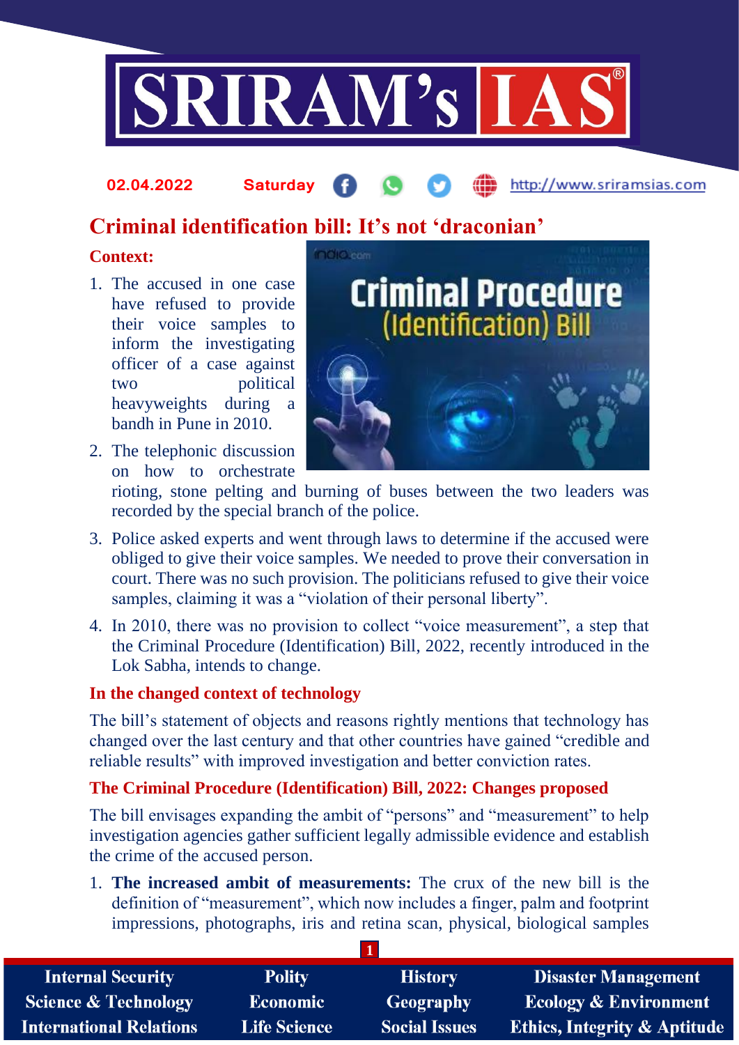02.04.2022 Saturday

# Criminal identification bill: It's not 'draconian'

## Context:

1. The accused in one case have refused to provide their voice samples to inform the investigating officer of a case against two political heavyweights during a bandh in Pune in 2010.
2. The telephonic discussion on how to orchestrate rioting, stone pelting and burning of buses between the two leaders was recorded by the special branch of the police.
3. Police asked experts and went through laws to determine if the accused were obliged to give their voice samples. We needed to prove their conversation in court. There was no such provision. The politicians refused to give their voice samples, claiming it was a "violation of their personal liberty".
4. In 2010, there was no provision to collect "voice measurement", a step that the Criminal Procedure (Identification) Bill, 2022, recently introduced in the Lok Sabha, intends to change.

## In the changed context of technology

The bill's statement of objects and reasons rightly mentions that technology has changed over the last century and that other countries have gained "credible and reliable results" with improved investigation and better conviction rates.

## The Criminal Procedure (Identification) Bill, 2022: Changes proposed

The bill envisages expanding the ambit of "persons" and "measurement" to help investigation agencies gather sufficient legally admissible evidence and establish the crime of the accused person.

1. **The increased ambit of measurements:** The crux of the new bill is the definition of "measurement", which now includes a finger, palm and footprint impressions, photographs, iris and retina scan, physical, biological samples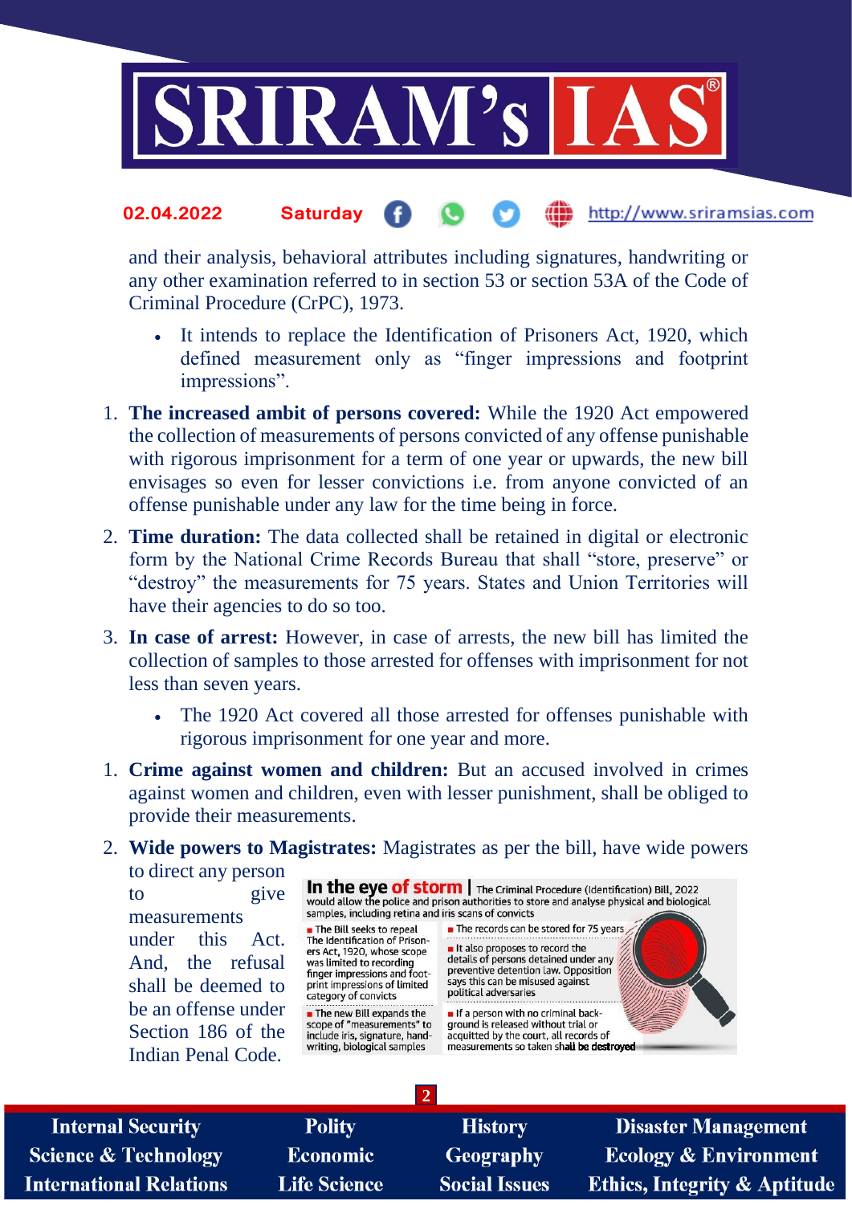and their analysis, behavioral attributes including signatures, handwriting or any other examination referred to in section 53 or section 53A of the Code of Criminal Procedure (CrPC), 1973.

- It intends to replace the Identification of Prisoners Act, 1920, which defined measurement only as "finger impressions and footprint impressions".

1. **The increased ambit of persons covered:** While the 1920 Act empowered the collection of measurements of persons convicted of any offense punishable with rigorous imprisonment for a term of one year or upwards, the new bill envisages so even for lesser convictions i.e. from anyone convicted of an offense punishable under any law for the time being in force.
2. **Time duration:** The data collected shall be retained in digital or electronic form by the National Crime Records Bureau that shall "store, preserve" or "destroy" the measurements for 75 years. States and Union Territories will have their agencies to do so too.
3. **In case of arrest:** However, in case of arrests, the new bill has limited the collection of samples to those arrested for offenses with imprisonment for not less than seven years.
   - The 1920 Act covered all those arrested for offenses punishable with rigorous imprisonment for one year and more.

1. **Crime against women and children:** But an accused involved in crimes against women and children, even with lesser punishment, shall be obliged to provide their measurements.
2. **Wide powers to Magistrates:** Magistrates as per the bill, have wide powers to direct any person to give measurements under this Act. And, the refusal shall be deemed to be an offense under Section 186 of the Indian Penal Code.

**In the eye of storm** | The Criminal Procedure (Identification) Bill, 2022 would allow the police and prison authorities to store and analyse physical and biological samples, including retina and iris scans of convicts

- The Bill seeks to repeal The Identification of Prisoners Act, 1920, whose scope was limited to recording finger impressions and footprint impressions of limited category of convicts
- The new Bill expands the scope of "measurements" to include iris, signature, handwriting, biological samples
- The records can be stored for 75 years
- It also proposes to record the details of persons detained under any preventive detention law. Opposition says this can be misused against political adversaries
- If a person with no criminal background is released without trial or acquitted by the court, all records of measurements so taken shall be destroyed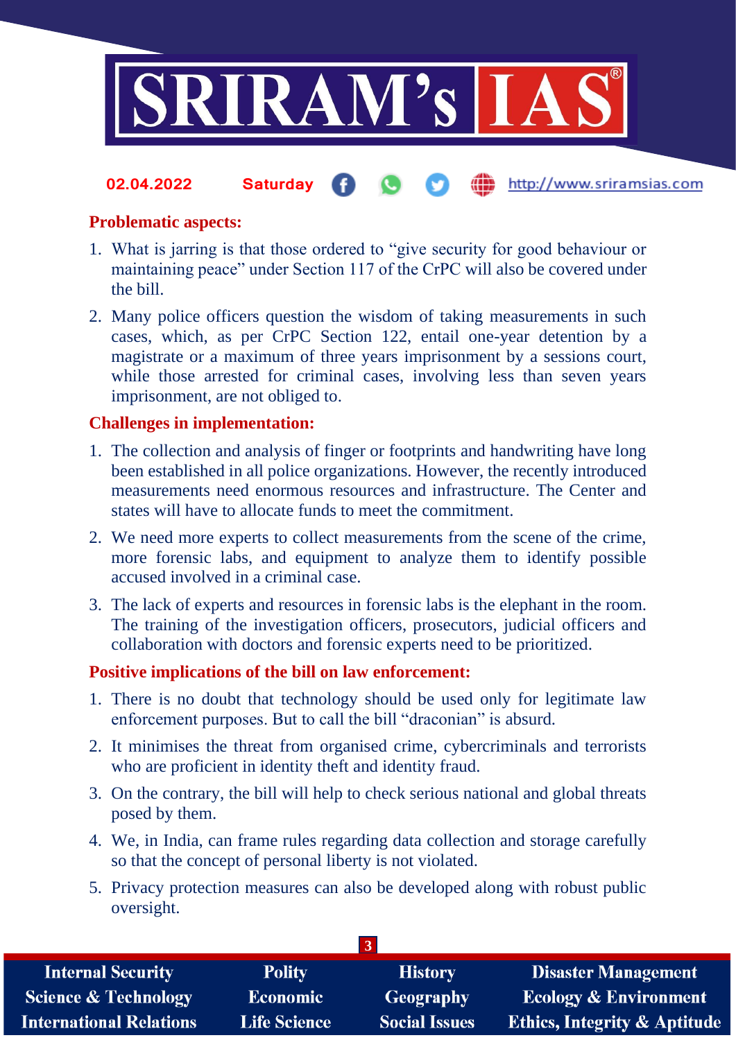### Problematic aspects:

1. What is jarring is that those ordered to "give security for good behaviour or maintaining peace" under Section 117 of the CrPC will also be covered under the bill.
2. Many police officers question the wisdom of taking measurements in such cases, which, as per CrPC Section 122, entail one-year detention by a magistrate or a maximum of three years imprisonment by a sessions court, while those arrested for criminal cases, involving less than seven years imprisonment, are not obliged to.

### Challenges in implementation:

1. The collection and analysis of finger or footprints and handwriting have long been established in all police organizations. However, the recently introduced measurements need enormous resources and infrastructure. The Center and states will have to allocate funds to meet the commitment.
2. We need more experts to collect measurements from the scene of the crime, more forensic labs, and equipment to analyze them to identify possible accused involved in a criminal case.
3. The lack of experts and resources in forensic labs is the elephant in the room. The training of the investigation officers, prosecutors, judicial officers and collaboration with doctors and forensic experts need to be prioritized.

### Positive implications of the bill on law enforcement:

1. There is no doubt that technology should be used only for legitimate law enforcement purposes. But to call the bill "draconian" is absurd.
2. It minimises the threat from organised crime, cybercriminals and terrorists who are proficient in identity theft and identity fraud.
3. On the contrary, the bill will help to check serious national and global threats posed by them.
4. We, in India, can frame rules regarding data collection and storage carefully so that the concept of personal liberty is not violated.
5. Privacy protection measures can also be developed along with robust public oversight.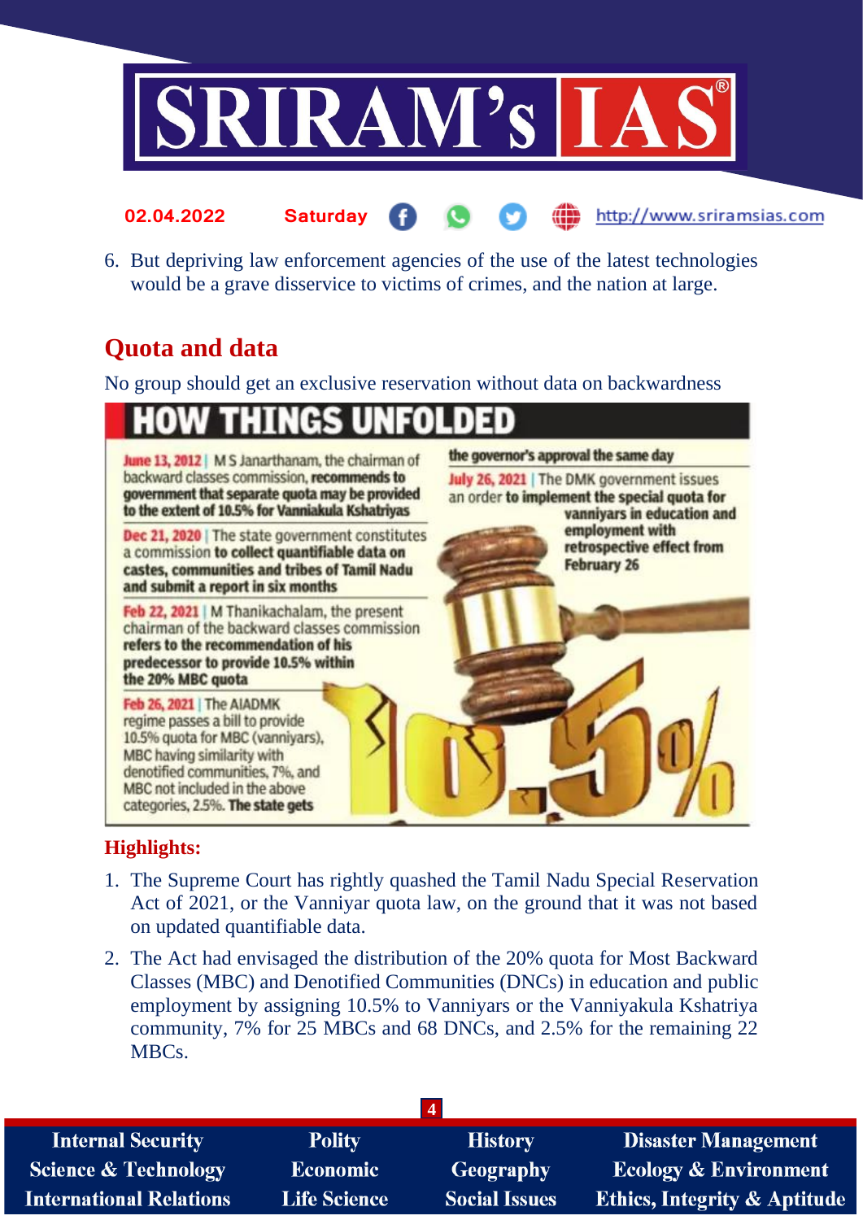6. But depriving law enforcement agencies of the use of the latest technologies would be a grave disservice to victims of crimes, and the nation at large.

## Quota and data

No group should get an exclusive reservation without data on backwardness

### HOW THINGS UNFOLDED

**June 13, 2012** | M S Janarthanam, the chairman of backward classes commission, **recommends to government that separate quota may be provided to the extent of 10.5% for Vanniakula Kshatriyas**

**Dec 21, 2020** | The state government constitutes a commission **to collect quantifiable data on castes, communities and tribes of Tamil Nadu and submit a report in six months**

**Feb 22, 2021** | M Thanikachalam, the present chairman of the backward classes commission **refers to the recommendation of his predecessor to provide 10.5% within the 20% MBC quota**

**Feb 26, 2021** | The AIADMK regime passes a bill to provide 10.5% quota for MBC (vanniyars), MBC having similarity with denotified communities, 7%, and MBC not included in the above categories, 2.5%. **The state gets the governor's approval the same day**

**July 26, 2021** | The DMK government issues an order **to implement the special quota for vanniyars in education and employment with retrospective effect from February 26**

10.5%

**Highlights:**

1. The Supreme Court has rightly quashed the Tamil Nadu Special Reservation Act of 2021, or the Vanniyar quota law, on the ground that it was not based on updated quantifiable data.
2. The Act had envisaged the distribution of the 20% quota for Most Backward Classes (MBC) and Denotified Communities (DNCs) in education and public employment by assigning 10.5% to Vanniyars or the Vanniyakula Kshatriya community, 7% for 25 MBCs and 68 DNCs, and 2.5% for the remaining 22 MBCs.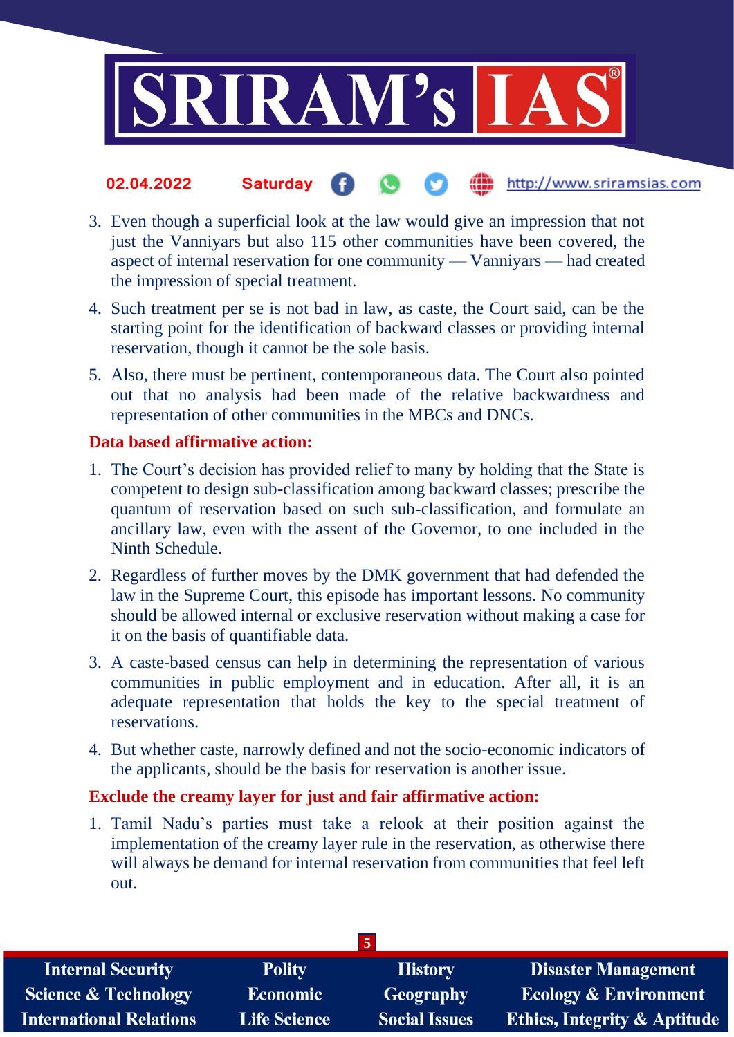3. Even though a superficial look at the law would give an impression that not just the Vanniyars but also 115 other communities have been covered, the aspect of internal reservation for one community — Vanniyars — had created the impression of special treatment.
4. Such treatment per se is not bad in law, as caste, the Court said, can be the starting point for the identification of backward classes or providing internal reservation, though it cannot be the sole basis.
5. Also, there must be pertinent, contemporaneous data. The Court also pointed out that no analysis had been made of the relative backwardness and representation of other communities in the MBCs and DNCs.

**Data based affirmative action:**

1. The Court's decision has provided relief to many by holding that the State is competent to design sub-classification among backward classes; prescribe the quantum of reservation based on such sub-classification, and formulate an ancillary law, even with the assent of the Governor, to one included in the Ninth Schedule.
2. Regardless of further moves by the DMK government that had defended the law in the Supreme Court, this episode has important lessons. No community should be allowed internal or exclusive reservation without making a case for it on the basis of quantifiable data.
3. A caste-based census can help in determining the representation of various communities in public employment and in education. After all, it is an adequate representation that holds the key to the special treatment of reservations.
4. But whether caste, narrowly defined and not the socio-economic indicators of the applicants, should be the basis for reservation is another issue.

**Exclude the creamy layer for just and fair affirmative action:**

1. Tamil Nadu's parties must take a relook at their position against the implementation of the creamy layer rule in the reservation, as otherwise there will always be demand for internal reservation from communities that feel left out.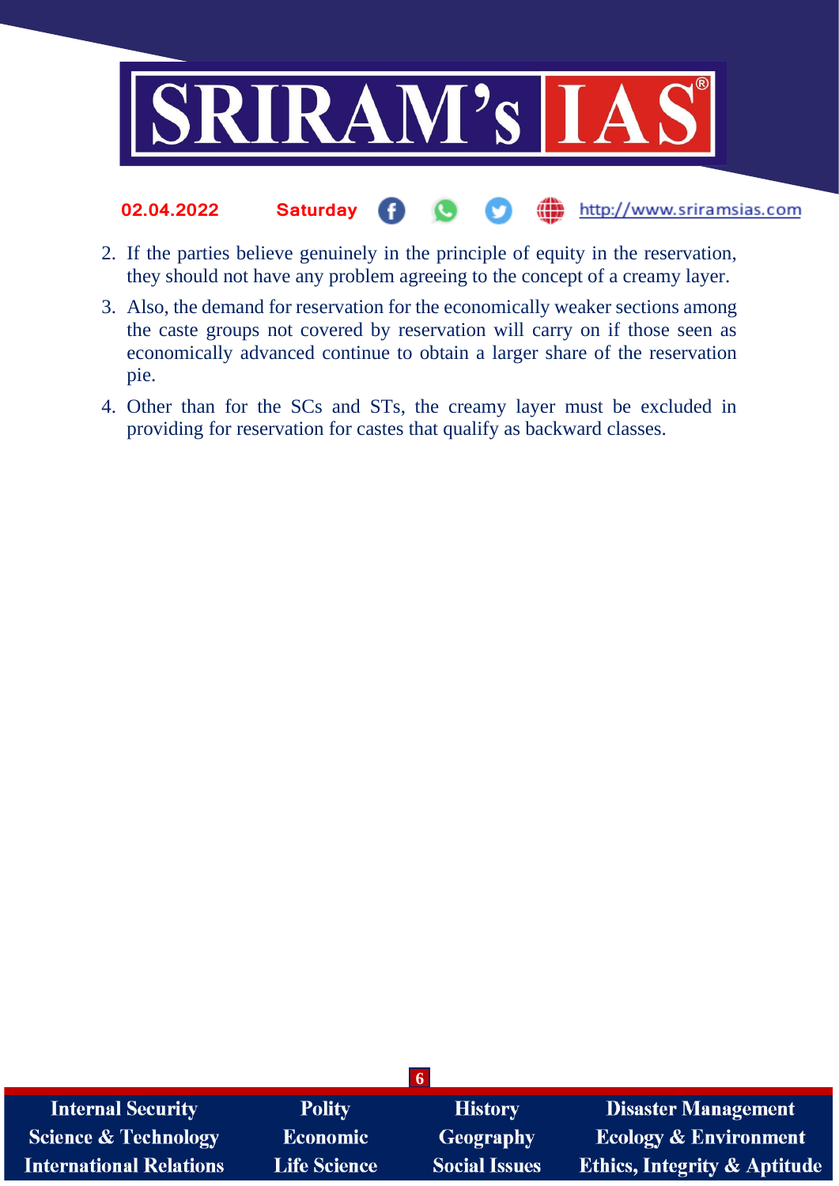2. If the parties believe genuinely in the principle of equity in the reservation, they should not have any problem agreeing to the concept of a creamy layer.
3. Also, the demand for reservation for the economically weaker sections among the caste groups not covered by reservation will carry on if those seen as economically advanced continue to obtain a larger share of the reservation pie.
4. Other than for the SCs and STs, the creamy layer must be excluded in providing for reservation for castes that qualify as backward classes.